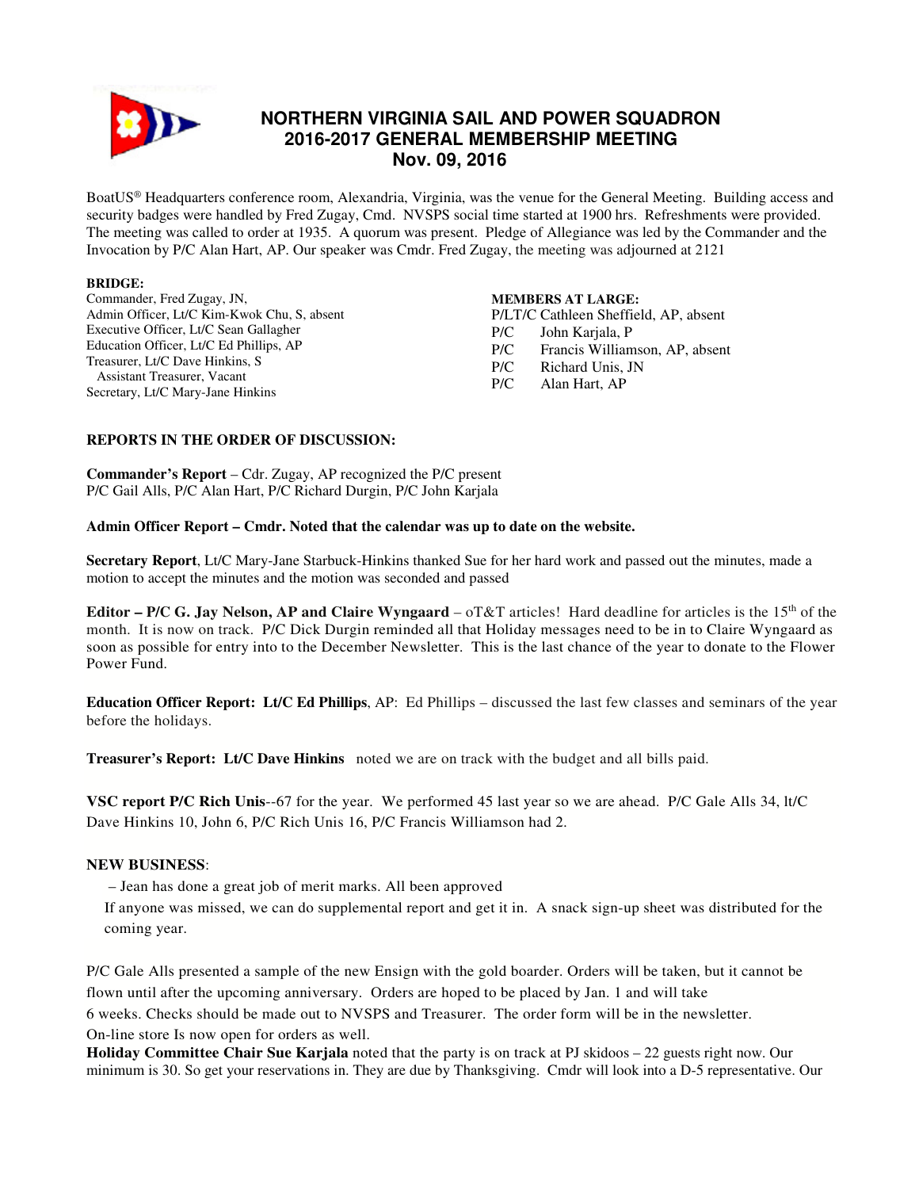# NORTHERN VIRGINIA SAIL AND POWER SQUADRON
## 2016-2017 GENERAL MEMBERSHIP MEETING
## Nov. 09, 2016

BoatUS® Headquarters conference room, Alexandria, Virginia, was the venue for the General Meeting. Building access and security badges were handled by Fred Zugay, Cmd. NVSPS social time started at 1900 hrs. Refreshments were provided. The meeting was called to order at 1935. A quorum was present. Pledge of Allegiance was led by the Commander and the Invocation by P/C Alan Hart, AP. Our speaker was Cmdr. Fred Zugay, the meeting was adjourned at 2121

**BRIDGE:**
Commander, Fred Zugay, JN,
Admin Officer, Lt/C Kim-Kwok Chu, S, absent
Executive Officer, Lt/C Sean Gallagher
Education Officer, Lt/C Ed Phillips, AP
Treasurer, Lt/C Dave Hinkins, S
  Assistant Treasurer, Vacant
Secretary, Lt/C Mary-Jane Hinkins

**MEMBERS AT LARGE:**
P/LT/C Cathleen Sheffield, AP, absent
P/C John Karjala, P
P/C Francis Williamson, AP, absent
P/C Richard Unis, JN
P/C Alan Hart, AP

**REPORTS IN THE ORDER OF DISCUSSION:**

**Commander's Report** – Cdr. Zugay, AP recognized the P/C present
P/C Gail Alls, P/C Alan Hart, P/C Richard Durgin, P/C John Karjala

**Admin Officer Report – Cmdr. Noted that the calendar was up to date on the website.**

**Secretary Report**, Lt/C Mary-Jane Starbuck-Hinkins thanked Sue for her hard work and passed out the minutes, made a motion to accept the minutes and the motion was seconded and passed

**Editor – P/C G. Jay Nelson, AP and Claire Wyngaard** – oT&T articles! Hard deadline for articles is the 15th of the month. It is now on track. P/C Dick Durgin reminded all that Holiday messages need to be in to Claire Wyngaard as soon as possible for entry into to the December Newsletter. This is the last chance of the year to donate to the Flower Power Fund.

**Education Officer Report: Lt/C Ed Phillips**, AP: Ed Phillips – discussed the last few classes and seminars of the year before the holidays.

**Treasurer's Report: Lt/C Dave Hinkins** noted we are on track with the budget and all bills paid.

**VSC report P/C Rich Unis**--67 for the year. We performed 45 last year so we are ahead. P/C Gale Alls 34, lt/C Dave Hinkins 10, John 6, P/C Rich Unis 16, P/C Francis Williamson had 2.

**NEW BUSINESS**:

– Jean has done a great job of merit marks. All been approved
If anyone was missed, we can do supplemental report and get it in. A snack sign-up sheet was distributed for the coming year.

P/C Gale Alls presented a sample of the new Ensign with the gold boarder. Orders will be taken, but it cannot be flown until after the upcoming anniversary. Orders are hoped to be placed by Jan. 1 and will take 6 weeks. Checks should be made out to NVSPS and Treasurer. The order form will be in the newsletter. On-line store Is now open for orders as well.

**Holiday Committee Chair Sue Karjala** noted that the party is on track at PJ skidoos – 22 guests right now. Our minimum is 30. So get your reservations in. They are due by Thanksgiving. Cmdr will look into a D-5 representative. Our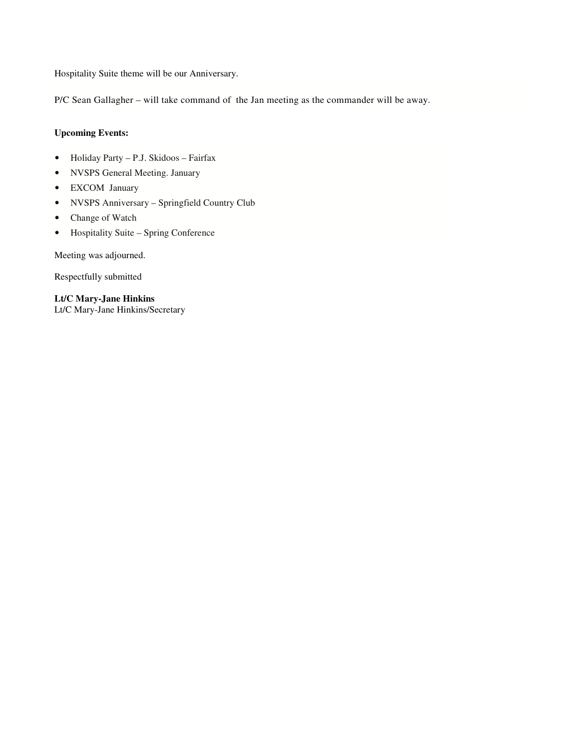Hospitality Suite theme will be our Anniversary.

P/C Sean Gallagher – will take command of the Jan meeting as the commander will be away.

**Upcoming Events:**

- Holiday Party – P.J. Skidoos – Fairfax
- NVSPS General Meeting. January
- EXCOM January
- NVSPS Anniversary – Springfield Country Club
- Change of Watch
- Hospitality Suite – Spring Conference

Meeting was adjourned.

Respectfully submitted

**Lt/C Mary-Jane Hinkins**
Lt/C Mary-Jane Hinkins/Secretary